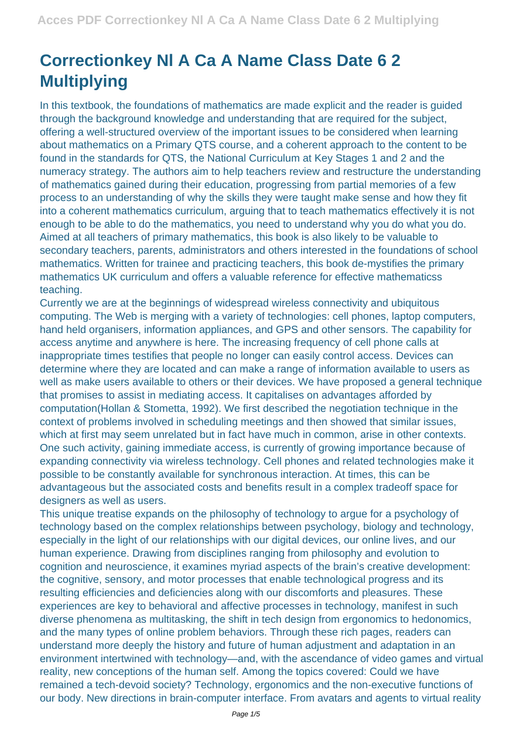# Correctionkey Nl A Ca A Name Class Date 6 2 Multiplying

In this textbook, the foundations of mathematics are made explicit and the reader is guided through the background knowledge and understanding that are required for the subject, offering a well-structured overview of the important issues to be considered when learning about mathematics on a Primary QTS course, and a coherent approach to the content to be found in the standards for QTS, the National Curriculum at Key Stages 1 and 2 and the numeracy strategy. The authors aim to help teachers review and restructure the understanding of mathematics gained during their education, progressing from partial memories of a few process to an understanding of why the skills they were taught make sense and how they fit into a coherent mathematics curriculum, arguing that to teach mathematics effectively it is not enough to be able to do the mathematics, you need to understand why you do what you do. Aimed at all teachers of primary mathematics, this book is also likely to be valuable to secondary teachers, parents, administrators and others interested in the foundations of school mathematics. Written for trainee and practicing teachers, this book de-mystifies the primary mathematics UK curriculum and offers a valuable reference for effective mathematicss teaching.

Currently we are at the beginnings of widespread wireless connectivity and ubiquitous computing. The Web is merging with a variety of technologies: cell phones, laptop computers, hand held organisers, information appliances, and GPS and other sensors. The capability for access anytime and anywhere is here. The increasing frequency of cell phone calls at inappropriate times testifies that people no longer can easily control access. Devices can determine where they are located and can make a range of information available to users as well as make users available to others or their devices. We have proposed a general technique that promises to assist in mediating access. It capitalises on advantages afforded by computation(Hollan & Stometta, 1992). We first described the negotiation technique in the context of problems involved in scheduling meetings and then showed that similar issues, which at first may seem unrelated but in fact have much in common, arise in other contexts. One such activity, gaining immediate access, is currently of growing importance because of expanding connectivity via wireless technology. Cell phones and related technologies make it possible to be constantly available for synchronous interaction. At times, this can be advantageous but the associated costs and benefits result in a complex tradeoff space for designers as well as users.

This unique treatise expands on the philosophy of technology to argue for a psychology of technology based on the complex relationships between psychology, biology and technology, especially in the light of our relationships with our digital devices, our online lives, and our human experience. Drawing from disciplines ranging from philosophy and evolution to cognition and neuroscience, it examines myriad aspects of the brain's creative development: the cognitive, sensory, and motor processes that enable technological progress and its resulting efficiencies and deficiencies along with our discomforts and pleasures. These experiences are key to behavioral and affective processes in technology, manifest in such diverse phenomena as multitasking, the shift in tech design from ergonomics to hedonomics, and the many types of online problem behaviors. Through these rich pages, readers can understand more deeply the history and future of human adjustment and adaptation in an environment intertwined with technology—and, with the ascendance of video games and virtual reality, new conceptions of the human self. Among the topics covered: Could we have remained a tech-devoid society? Technology, ergonomics and the non-executive functions of our body. New directions in brain-computer interface. From avatars and agents to virtual reality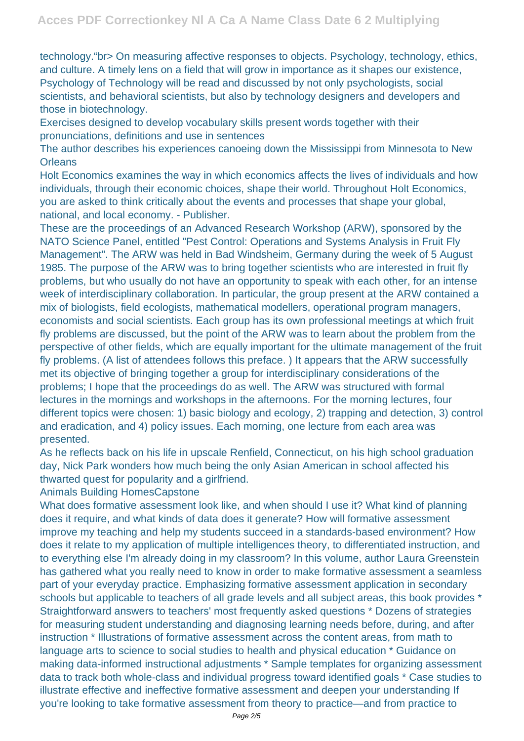technology."br> On measuring affective responses to objects. Psychology, technology, ethics, and culture. A timely lens on a field that will grow in importance as it shapes our existence, Psychology of Technology will be read and discussed by not only psychologists, social scientists, and behavioral scientists, but also by technology designers and developers and those in biotechnology.

Exercises designed to develop vocabulary skills present words together with their pronunciations, definitions and use in sentences

The author describes his experiences canoeing down the Mississippi from Minnesota to New Orleans

Holt Economics examines the way in which economics affects the lives of individuals and how individuals, through their economic choices, shape their world. Throughout Holt Economics, you are asked to think critically about the events and processes that shape your global, national, and local economy. - Publisher.

These are the proceedings of an Advanced Research Workshop (ARW), sponsored by the NATO Science Panel, entitled "Pest Control: Operations and Systems Analysis in Fruit Fly Management". The ARW was held in Bad Windsheim, Germany during the week of 5 August 1985. The purpose of the ARW was to bring together scientists who are interested in fruit fly problems, but who usually do not have an opportunity to speak with each other, for an intense week of interdisciplinary collaboration. In particular, the group present at the ARW contained a mix of biologists, field ecologists, mathematical modellers, operational program managers, economists and social scientists. Each group has its own professional meetings at which fruit fly problems are discussed, but the point of the ARW was to learn about the problem from the perspective of other fields, which are equally important for the ultimate management of the fruit fly problems. (A list of attendees follows this preface. ) It appears that the ARW successfully met its objective of bringing together a group for interdisciplinary considerations of the problems; I hope that the proceedings do as well. The ARW was structured with formal lectures in the mornings and workshops in the afternoons. For the morning lectures, four different topics were chosen: 1) basic biology and ecology, 2) trapping and detection, 3) control and eradication, and 4) policy issues. Each morning, one lecture from each area was presented.

As he reflects back on his life in upscale Renfield, Connecticut, on his high school graduation day, Nick Park wonders how much being the only Asian American in school affected his thwarted quest for popularity and a girlfriend.

Animals Building HomesCapstone

What does formative assessment look like, and when should I use it? What kind of planning does it require, and what kinds of data does it generate? How will formative assessment improve my teaching and help my students succeed in a standards-based environment? How does it relate to my application of multiple intelligences theory, to differentiated instruction, and to everything else I'm already doing in my classroom? In this volume, author Laura Greenstein has gathered what you really need to know in order to make formative assessment a seamless part of your everyday practice. Emphasizing formative assessment application in secondary schools but applicable to teachers of all grade levels and all subject areas, this book provides * Straightforward answers to teachers' most frequently asked questions * Dozens of strategies for measuring student understanding and diagnosing learning needs before, during, and after instruction * Illustrations of formative assessment across the content areas, from math to language arts to science to social studies to health and physical education * Guidance on making data-informed instructional adjustments * Sample templates for organizing assessment data to track both whole-class and individual progress toward identified goals * Case studies to illustrate effective and ineffective formative assessment and deepen your understanding If you're looking to take formative assessment from theory to practice—and from practice to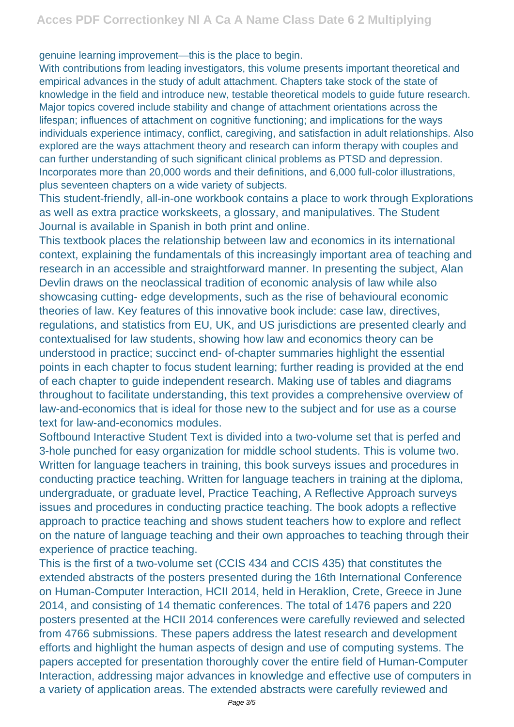genuine learning improvement—this is the place to begin.

With contributions from leading investigators, this volume presents important theoretical and empirical advances in the study of adult attachment. Chapters take stock of the state of knowledge in the field and introduce new, testable theoretical models to guide future research. Major topics covered include stability and change of attachment orientations across the lifespan; influences of attachment on cognitive functioning; and implications for the ways individuals experience intimacy, conflict, caregiving, and satisfaction in adult relationships. Also explored are the ways attachment theory and research can inform therapy with couples and can further understanding of such significant clinical problems as PTSD and depression.

Incorporates more than 20,000 words and their definitions, and 6,000 full-color illustrations, plus seventeen chapters on a wide variety of subjects.

This student-friendly, all-in-one workbook contains a place to work through Explorations as well as extra practice workskeets, a glossary, and manipulatives. The Student Journal is available in Spanish in both print and online.

This textbook places the relationship between law and economics in its international context, explaining the fundamentals of this increasingly important area of teaching and research in an accessible and straightforward manner. In presenting the subject, Alan Devlin draws on the neoclassical tradition of economic analysis of law while also showcasing cutting- edge developments, such as the rise of behavioural economic theories of law. Key features of this innovative book include: case law, directives, regulations, and statistics from EU, UK, and US jurisdictions are presented clearly and contextualised for law students, showing how law and economics theory can be understood in practice; succinct end- of-chapter summaries highlight the essential points in each chapter to focus student learning; further reading is provided at the end of each chapter to guide independent research. Making use of tables and diagrams throughout to facilitate understanding, this text provides a comprehensive overview of law-and-economics that is ideal for those new to the subject and for use as a course text for law-and-economics modules.

Softbound Interactive Student Text is divided into a two-volume set that is perfed and 3-hole punched for easy organization for middle school students. This is volume two.

Written for language teachers in training, this book surveys issues and procedures in conducting practice teaching. Written for language teachers in training at the diploma, undergraduate, or graduate level, Practice Teaching, A Reflective Approach surveys issues and procedures in conducting practice teaching. The book adopts a reflective approach to practice teaching and shows student teachers how to explore and reflect on the nature of language teaching and their own approaches to teaching through their experience of practice teaching.

This is the first of a two-volume set (CCIS 434 and CCIS 435) that constitutes the extended abstracts of the posters presented during the 16th International Conference on Human-Computer Interaction, HCII 2014, held in Heraklion, Crete, Greece in June 2014, and consisting of 14 thematic conferences. The total of 1476 papers and 220 posters presented at the HCII 2014 conferences were carefully reviewed and selected from 4766 submissions. These papers address the latest research and development efforts and highlight the human aspects of design and use of computing systems. The papers accepted for presentation thoroughly cover the entire field of Human-Computer Interaction, addressing major advances in knowledge and effective use of computers in a variety of application areas. The extended abstracts were carefully reviewed and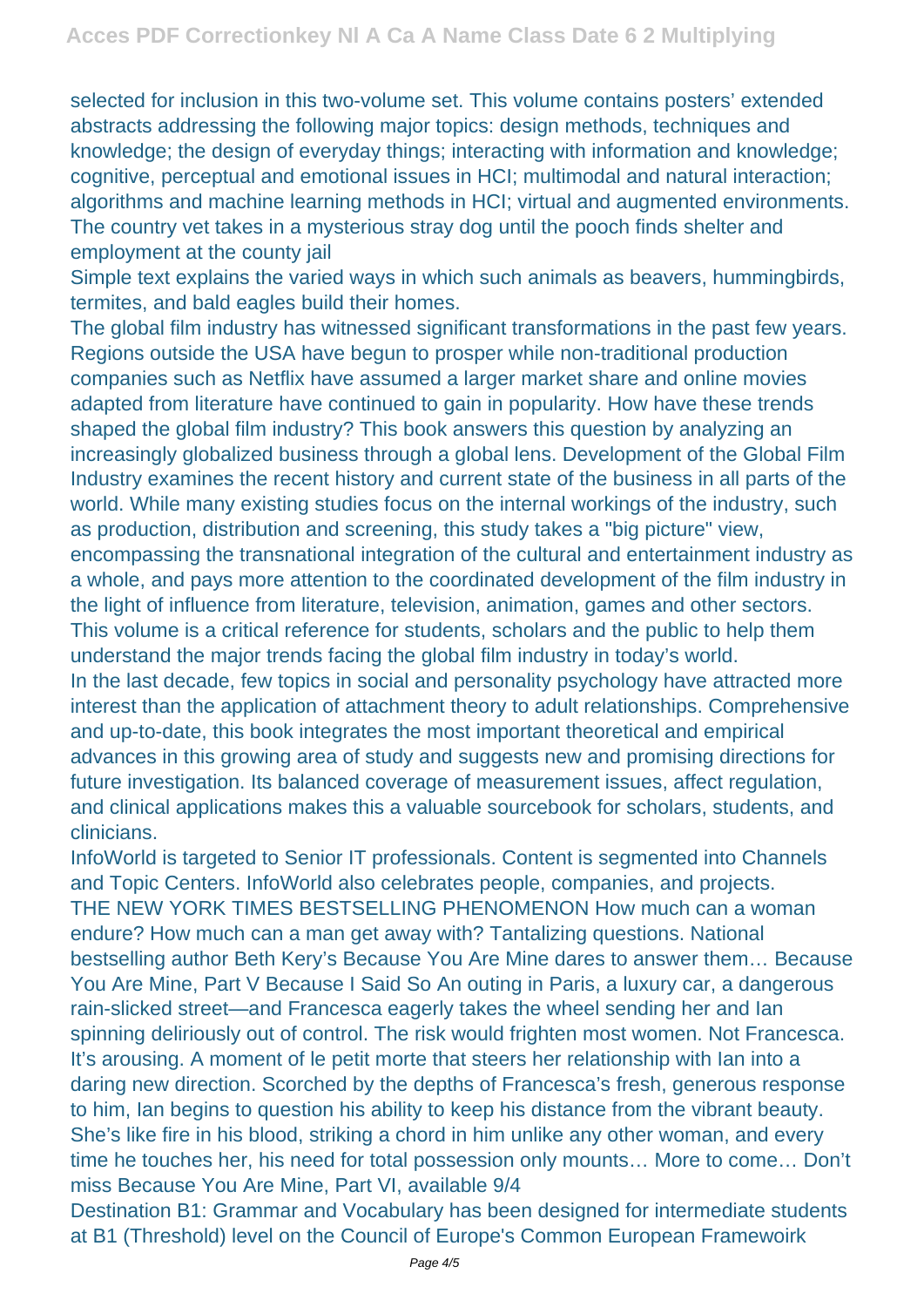selected for inclusion in this two-volume set. This volume contains posters' extended abstracts addressing the following major topics: design methods, techniques and knowledge; the design of everyday things; interacting with information and knowledge; cognitive, perceptual and emotional issues in HCI; multimodal and natural interaction; algorithms and machine learning methods in HCI; virtual and augmented environments.
The country vet takes in a mysterious stray dog until the pooch finds shelter and employment at the county jail

Simple text explains the varied ways in which such animals as beavers, hummingbirds, termites, and bald eagles build their homes.

The global film industry has witnessed significant transformations in the past few years. Regions outside the USA have begun to prosper while non-traditional production companies such as Netflix have assumed a larger market share and online movies adapted from literature have continued to gain in popularity. How have these trends shaped the global film industry? This book answers this question by analyzing an increasingly globalized business through a global lens. Development of the Global Film Industry examines the recent history and current state of the business in all parts of the world. While many existing studies focus on the internal workings of the industry, such as production, distribution and screening, this study takes a "big picture" view, encompassing the transnational integration of the cultural and entertainment industry as a whole, and pays more attention to the coordinated development of the film industry in the light of influence from literature, television, animation, games and other sectors. This volume is a critical reference for students, scholars and the public to help them understand the major trends facing the global film industry in today's world.

In the last decade, few topics in social and personality psychology have attracted more interest than the application of attachment theory to adult relationships. Comprehensive and up-to-date, this book integrates the most important theoretical and empirical advances in this growing area of study and suggests new and promising directions for future investigation. Its balanced coverage of measurement issues, affect regulation, and clinical applications makes this a valuable sourcebook for scholars, students, and clinicians.

InfoWorld is targeted to Senior IT professionals. Content is segmented into Channels and Topic Centers. InfoWorld also celebrates people, companies, and projects.

THE NEW YORK TIMES BESTSELLING PHENOMENON How much can a woman endure? How much can a man get away with? Tantalizing questions. National bestselling author Beth Kery's Because You Are Mine dares to answer them… Because You Are Mine, Part V Because I Said So An outing in Paris, a luxury car, a dangerous rain-slicked street—and Francesca eagerly takes the wheel sending her and Ian spinning deliriously out of control. The risk would frighten most women. Not Francesca. It's arousing. A moment of le petit morte that steers her relationship with Ian into a daring new direction. Scorched by the depths of Francesca's fresh, generous response to him, Ian begins to question his ability to keep his distance from the vibrant beauty. She's like fire in his blood, striking a chord in him unlike any other woman, and every time he touches her, his need for total possession only mounts… More to come… Don't miss Because You Are Mine, Part VI, available 9/4

Destination B1: Grammar and Vocabulary has been designed for intermediate students at B1 (Threshold) level on the Council of Europe's Common European Framewoirk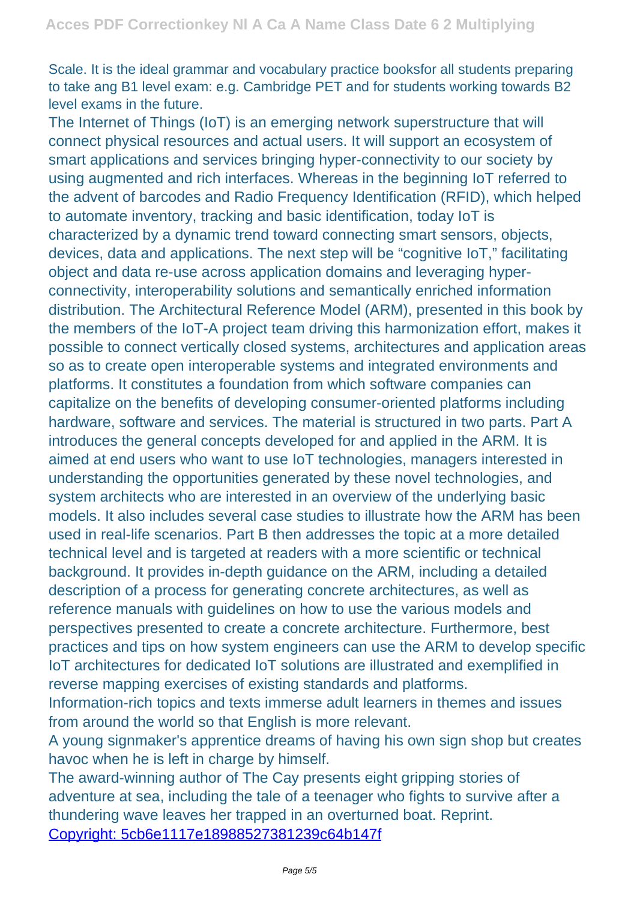Scale. It is the ideal grammar and vocabulary practice booksfor all students preparing to take ang B1 level exam: e.g. Cambridge PET and for students working towards B2 level exams in the future.

The Internet of Things (IoT) is an emerging network superstructure that will connect physical resources and actual users. It will support an ecosystem of smart applications and services bringing hyper-connectivity to our society by using augmented and rich interfaces. Whereas in the beginning IoT referred to the advent of barcodes and Radio Frequency Identification (RFID), which helped to automate inventory, tracking and basic identification, today IoT is characterized by a dynamic trend toward connecting smart sensors, objects, devices, data and applications. The next step will be "cognitive IoT," facilitating object and data re-use across application domains and leveraging hyper-connectivity, interoperability solutions and semantically enriched information distribution. The Architectural Reference Model (ARM), presented in this book by the members of the IoT-A project team driving this harmonization effort, makes it possible to connect vertically closed systems, architectures and application areas so as to create open interoperable systems and integrated environments and platforms. It constitutes a foundation from which software companies can capitalize on the benefits of developing consumer-oriented platforms including hardware, software and services. The material is structured in two parts. Part A introduces the general concepts developed for and applied in the ARM. It is aimed at end users who want to use IoT technologies, managers interested in understanding the opportunities generated by these novel technologies, and system architects who are interested in an overview of the underlying basic models. It also includes several case studies to illustrate how the ARM has been used in real-life scenarios. Part B then addresses the topic at a more detailed technical level and is targeted at readers with a more scientific or technical background. It provides in-depth guidance on the ARM, including a detailed description of a process for generating concrete architectures, as well as reference manuals with guidelines on how to use the various models and perspectives presented to create a concrete architecture. Furthermore, best practices and tips on how system engineers can use the ARM to develop specific IoT architectures for dedicated IoT solutions are illustrated and exemplified in reverse mapping exercises of existing standards and platforms.

Information-rich topics and texts immerse adult learners in themes and issues from around the world so that English is more relevant.

A young signmaker's apprentice dreams of having his own sign shop but creates havoc when he is left in charge by himself.

The award-winning author of The Cay presents eight gripping stories of adventure at sea, including the tale of a teenager who fights to survive after a thundering wave leaves her trapped in an overturned boat. Reprint.

Copyright: 5cb6e1117e18988527381239c64b147f